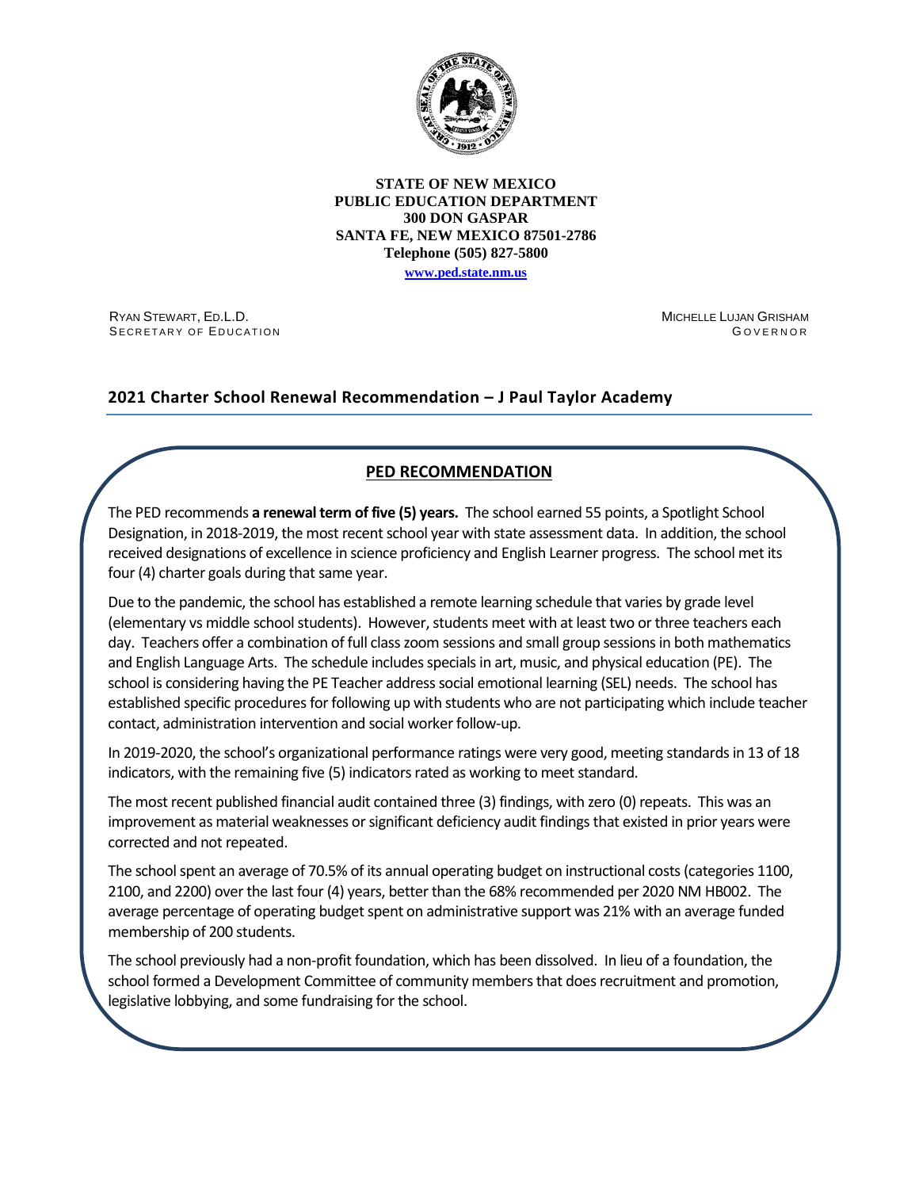**STATE OF NEW MEXICO**
**PUBLIC EDUCATION DEPARTMENT**
**300 DON GASPAR**
**SANTA FE, NEW MEXICO 87501-2786**
**Telephone (505) 827-5800**
**www.ped.state.nm.us**

RYAN STEWART, ED.L.D.
SECRETARY OF EDUCATION

MICHELLE LUJAN GRISHAM
GOVERNOR

## 2021 Charter School Renewal Recommendation – J Paul Taylor Academy

### PED RECOMMENDATION

The PED recommends **a renewal term of five (5) years.** The school earned 55 points, a Spotlight School Designation, in 2018-2019, the most recent school year with state assessment data. In addition, the school received designations of excellence in science proficiency and English Learner progress. The school met its four (4) charter goals during that same year.

Due to the pandemic, the school has established a remote learning schedule that varies by grade level (elementary vs middle school students). However, students meet with at least two or three teachers each day. Teachers offer a combination of full class zoom sessions and small group sessions in both mathematics and English Language Arts. The schedule includes specials in art, music, and physical education (PE). The school is considering having the PE Teacher address social emotional learning (SEL) needs. The school has established specific procedures for following up with students who are not participating which include teacher contact, administration intervention and social worker follow-up.

In 2019-2020, the school's organizational performance ratings were very good, meeting standards in 13 of 18 indicators, with the remaining five (5) indicators rated as working to meet standard.

The most recent published financial audit contained three (3) findings, with zero (0) repeats. This was an improvement as material weaknesses or significant deficiency audit findings that existed in prior years were corrected and not repeated.

The school spent an average of 70.5% of its annual operating budget on instructional costs (categories 1100, 2100, and 2200) over the last four (4) years, better than the 68% recommended per 2020 NM HB002. The average percentage of operating budget spent on administrative support was 21% with an average funded membership of 200 students.

The school previously had a non-profit foundation, which has been dissolved. In lieu of a foundation, the school formed a Development Committee of community members that does recruitment and promotion, legislative lobbying, and some fundraising for the school.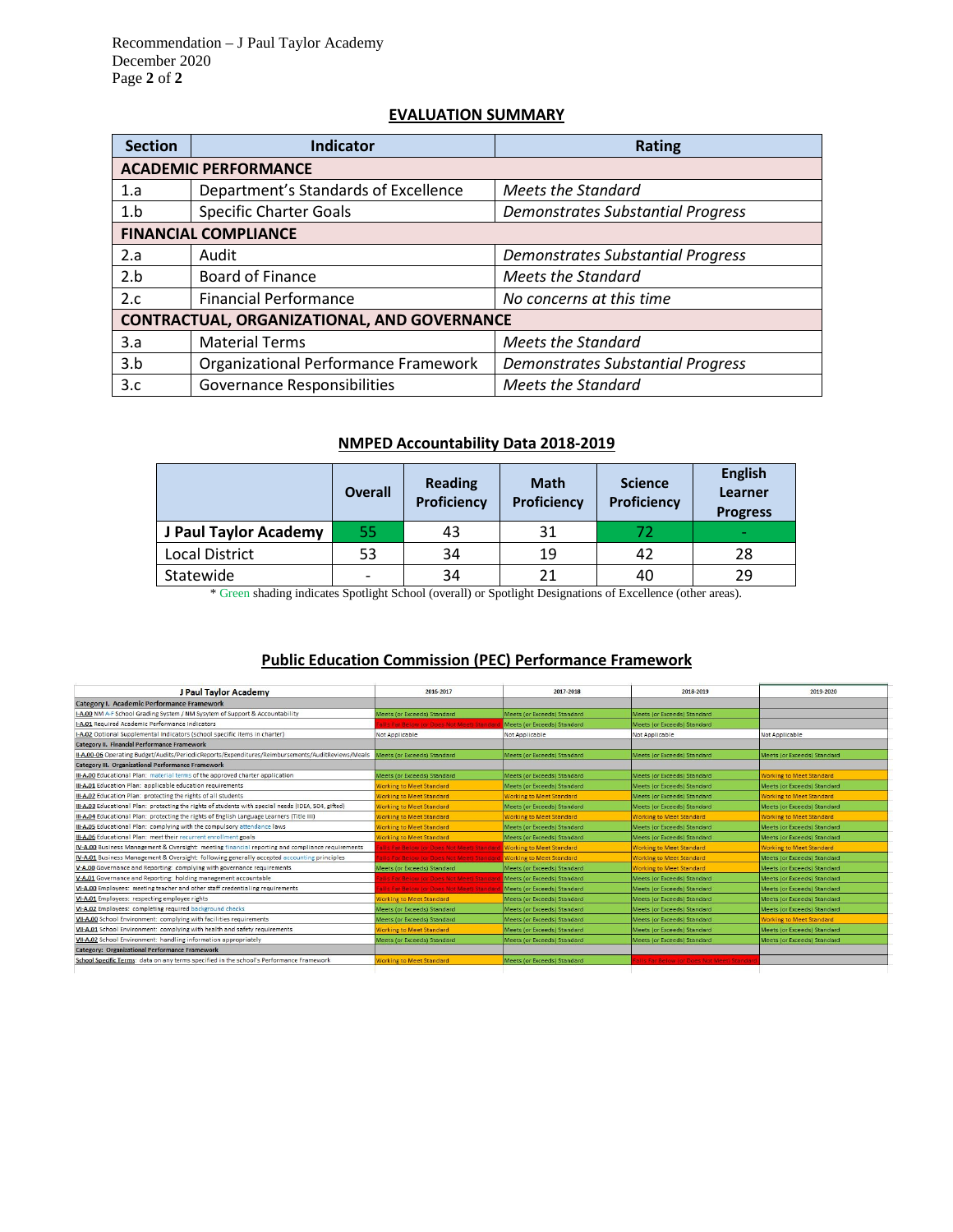## EVALUATION SUMMARY

| Section | Indicator | Rating |
|---|---|---|
| **ACADEMIC PERFORMANCE** | | |
| 1.a | Department's Standards of Excellence | *Meets the Standard* |
| 1.b | Specific Charter Goals | *Demonstrates Substantial Progress* |
| **FINANCIAL COMPLIANCE** | | |
| 2.a | Audit | *Demonstrates Substantial Progress* |
| 2.b | Board of Finance | *Meets the Standard* |
| 2.c | Financial Performance | *No concerns at this time* |
| **CONTRACTUAL, ORGANIZATIONAL, AND GOVERNANCE** | | |
| 3.a | Material Terms | *Meets the Standard* |
| 3.b | Organizational Performance Framework | *Demonstrates Substantial Progress* |
| 3.c | Governance Responsibilities | *Meets the Standard* |

## NMPED Accountability Data 2018-2019

| | Overall | Reading Proficiency | Math Proficiency | Science Proficiency | English Learner Progress |
|---|---|---|---|---|---|
| **J Paul Taylor Academy** | 55 | 43 | 31 | 72 | - |
| Local District | 53 | 34 | 19 | 42 | 28 |
| Statewide | - | 34 | 21 | 40 | 29 |

\* Green shading indicates Spotlight School (overall) or Spotlight Designations of Excellence (other areas).

## Public Education Commission (PEC) Performance Framework

| J Paul Taylor Academy | 2016-2017 | 2017-2018 | 2018-2019 | 2019-2020 |
|---|---|---|---|---|
| **Category I. Academic Performance Framework** | | | | |
| I-A.00 NM A-F School Grading System / NM Sysytem of Support & Accountability | Meets (or Exceeds) Standard | Meets (or Exceeds) Standard | Meets (or Exceeds) Standard | |
| I-A.01 Required Academic Performance Indicators | Falls Far Below (or Does Not Meet) Standard | Meets (or Exceeds) Standard | Meets (or Exceeds) Standard | |
| I-A.02 Optional Supplemental Indicators (school specific items in charter) | Not Applicable | Not Applicable | Not Applicable | Not Applicable |
| **Category II. Financial Performance Framework** | | | | |
| II-A.00-06 Operating Budget/Audits/PeriodicReports/Expenditures/Reimbursements/AuditReviews/Meals | Meets (or Exceeds) Standard | Meets (or Exceeds) Standard | Meets (or Exceeds) Standard | Meets (or Exceeds) Standard |
| **Category III. Organizational Performance Framework** | | | | |
| III-A.00 Educational Plan: material terms of the approved charter application | Meets (or Exceeds) Standard | Meets (or Exceeds) Standard | Meets (or Exceeds) Standard | Working to Meet Standard |
| III-A.01 Education Plan: applicable education requirements | Working to Meet Standard | Meets (or Exceeds) Standard | Meets (or Exceeds) Standard | Meets (or Exceeds) Standard |
| III-A.02 Education Plan: protecting the rights of all students | Working to Meet Standard | Working to Meet Standard | Meets (or Exceeds) Standard | Working to Meet Standard |
| III-A.03 Educational Plan: protecting the rights of students with special needs (IDEA, 504, gifted) | Working to Meet Standard | Meets (or Exceeds) Standard | Meets (or Exceeds) Standard | Meets (or Exceeds) Standard |
| III-A.04 Educational Plan: protecting the rights of English Language Learners (Title III) | Working to Meet Standard | Working to Meet Standard | Working to Meet Standard | Working to Meet Standard |
| III-A.05 Educational Plan: complying with the compulsory attendance laws | Working to Meet Standard | Meets (or Exceeds) Standard | Meets (or Exceeds) Standard | Meets (or Exceeds) Standard |
| III-A.06 Educational Plan: meet their recurrent enrollment goals | Working to Meet Standard | Meets (or Exceeds) Standard | Meets (or Exceeds) Standard | Meets (or Exceeds) Standard |
| IV-A.00 Business Management & Oversight: meeting financial reporting and compliance requirements | Falls Far Below (or Does Not Meet) Standard | Working to Meet Standard | Working to Meet Standard | Working to Meet Standard |
| IV-A.01 Business Management & Oversight: following generally accepted accounting principles | Falls Far Below (or Does Not Meet) Standard | Working to Meet Standard | Working to Meet Standard | Meets (or Exceeds) Standard |
| V-A.00 Governance and Reporting: complying with governance requirements | Meets (or Exceeds) Standard | Meets (or Exceeds) Standard | Working to Meet Standard | Meets (or Exceeds) Standard |
| V-A.01 Governance and Reporting: holding management accountable | Falls Far Below (or Does Not Meet) Standard | Meets (or Exceeds) Standard | Meets (or Exceeds) Standard | Meets (or Exceeds) Standard |
| VI-A.00 Employees: meeting teacher and other staff credentialing requirements | Falls Far Below (or Does Not Meet) Standard | Meets (or Exceeds) Standard | Meets (or Exceeds) Standard | Meets (or Exceeds) Standard |
| VI-A.01 Employees: respecting employee rights | Working to Meet Standard | Meets (or Exceeds) Standard | Meets (or Exceeds) Standard | Meets (or Exceeds) Standard |
| VI-A.02 Employees: completing required background checks | Meets (or Exceeds) Standard | Meets (or Exceeds) Standard | Meets (or Exceeds) Standard | Meets (or Exceeds) Standard |
| VII-A.00 School Environment: complying with facilities requirements | Meets (or Exceeds) Standard | Meets (or Exceeds) Standard | Meets (or Exceeds) Standard | Working to Meet Standard |
| VII-A.01 School Environment: complying with health and safety requirements | Working to Meet Standard | Meets (or Exceeds) Standard | Meets (or Exceeds) Standard | Meets (or Exceeds) Standard |
| VII-A.02 School Environment: handling information appropriately | Meets (or Exceeds) Standard | Meets (or Exceeds) Standard | Meets (or Exceeds) Standard | Meets (or Exceeds) Standard |
| **Category: Organizational Performance Framework** | | | | |
| School Specific Terms: data on any terms specified in the school's Performance Framework | Working to Meet Standard | Meets (or Exceeds) Standard | Falls Far Below (or Does Not Meet) Standard | |